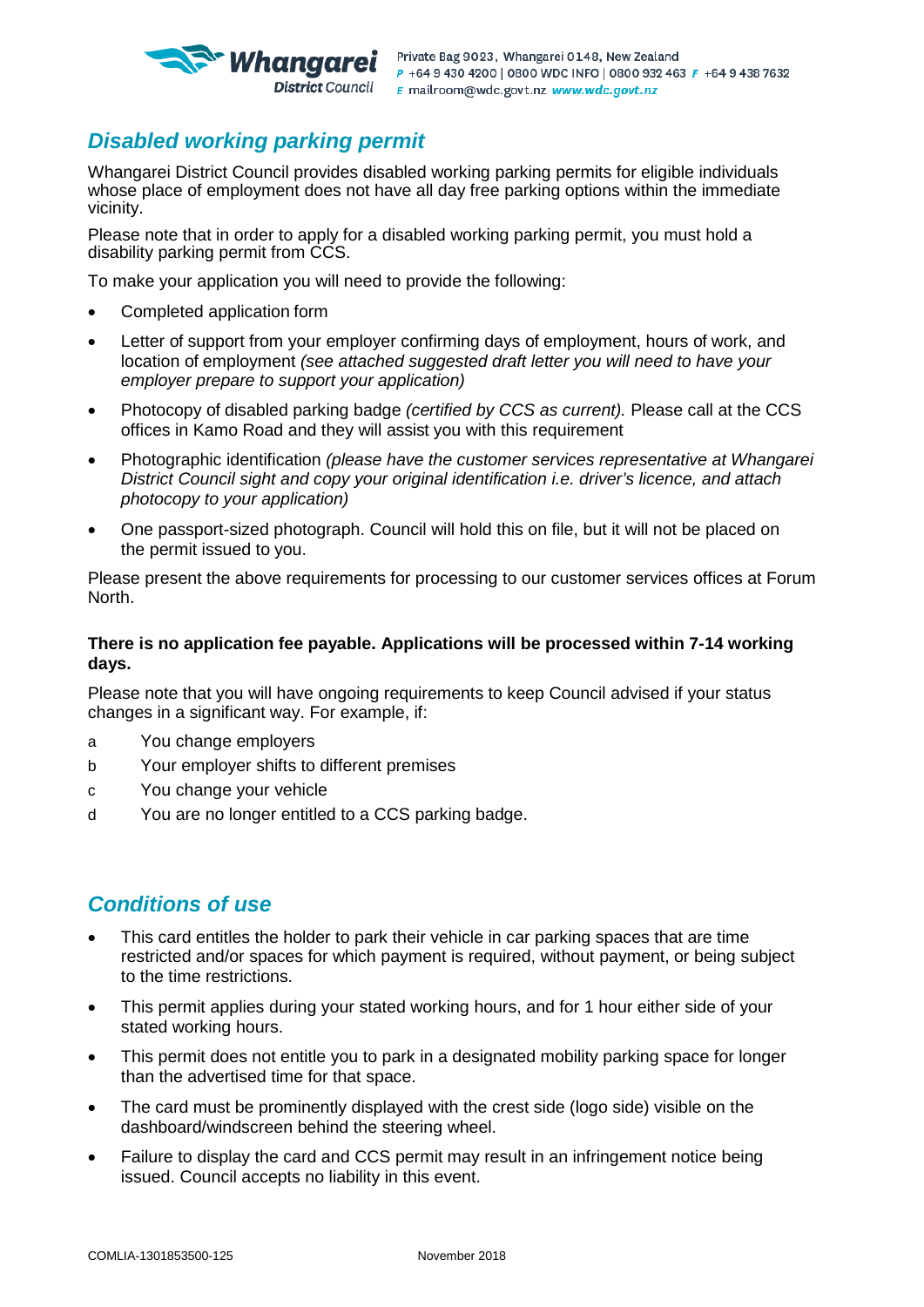Private Bag 9023, Whangarei 0148, New Zealand
P +64 9 430 4200 | 0800 WDC INFO | 0800 932 463 F +64 9 438 7632
E mailroom@wdc.govt.nz **www.wdc.govt.nz**

## *Disabled working parking permit*

Whangarei District Council provides disabled working parking permits for eligible individuals whose place of employment does not have all day free parking options within the immediate vicinity.

Please note that in order to apply for a disabled working parking permit, you must hold a disability parking permit from CCS.

To make your application you will need to provide the following:

- Completed application form
- Letter of support from your employer confirming days of employment, hours of work, and location of employment *(see attached suggested draft letter you will need to have your employer prepare to support your application)*
- Photocopy of disabled parking badge *(certified by CCS as current).* Please call at the CCS offices in Kamo Road and they will assist you with this requirement
- Photographic identification *(please have the customer services representative at Whangarei District Council sight and copy your original identification i.e. driver's licence, and attach photocopy to your application)*
- One passport-sized photograph. Council will hold this on file, but it will not be placed on the permit issued to you.

Please present the above requirements for processing to our customer services offices at Forum North.

**There is no application fee payable. Applications will be processed within 7-14 working days.**

Please note that you will have ongoing requirements to keep Council advised if your status changes in a significant way. For example, if:

a You change employers
b Your employer shifts to different premises
c You change your vehicle
d You are no longer entitled to a CCS parking badge.

## *Conditions of use*

- This card entitles the holder to park their vehicle in car parking spaces that are time restricted and/or spaces for which payment is required, without payment, or being subject to the time restrictions.
- This permit applies during your stated working hours, and for 1 hour either side of your stated working hours.
- This permit does not entitle you to park in a designated mobility parking space for longer than the advertised time for that space.
- The card must be prominently displayed with the crest side (logo side) visible on the dashboard/windscreen behind the steering wheel.
- Failure to display the card and CCS permit may result in an infringement notice being issued. Council accepts no liability in this event.

COMLIA-1301853500-125 November 2018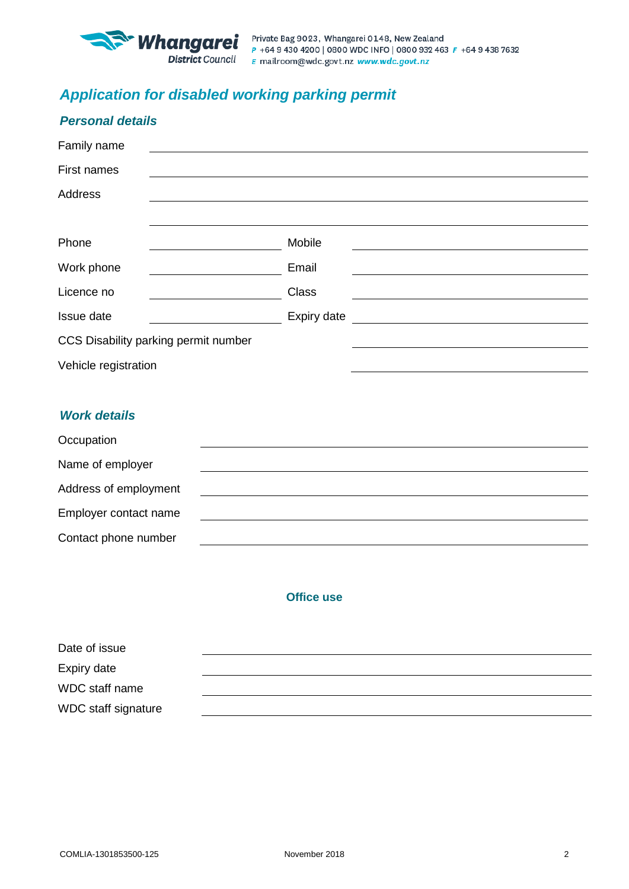Private Bag 9023, Whangarei 0148, New Zealand
P +64 9 430 4200 | 0800 WDC INFO | 0800 932 463 F +64 9 438 7632
E mailroom@wdc.govt.nz www.wdc.govt.nz

# *Application for disabled working parking permit*

## *Personal details*

Family name ______________________________

First names ______________________________

Address ______________________________

______________________________

Phone ______________ Mobile ______________

Work phone ______________ Email ______________

Licence no ______________ Class ______________

Issue date ______________ Expiry date ______________

CCS Disability parking permit number ______________

Vehicle registration ______________

## *Work details*

Occupation ______________________________

Name of employer ______________________________

Address of employment ______________________________

Employer contact name ______________________________

Contact phone number ______________________________

**Office use**

Date of issue ______________________________

Expiry date ______________________________

WDC staff name ______________________________

WDC staff signature ______________________________

COMLIA-1301853500-125 November 2018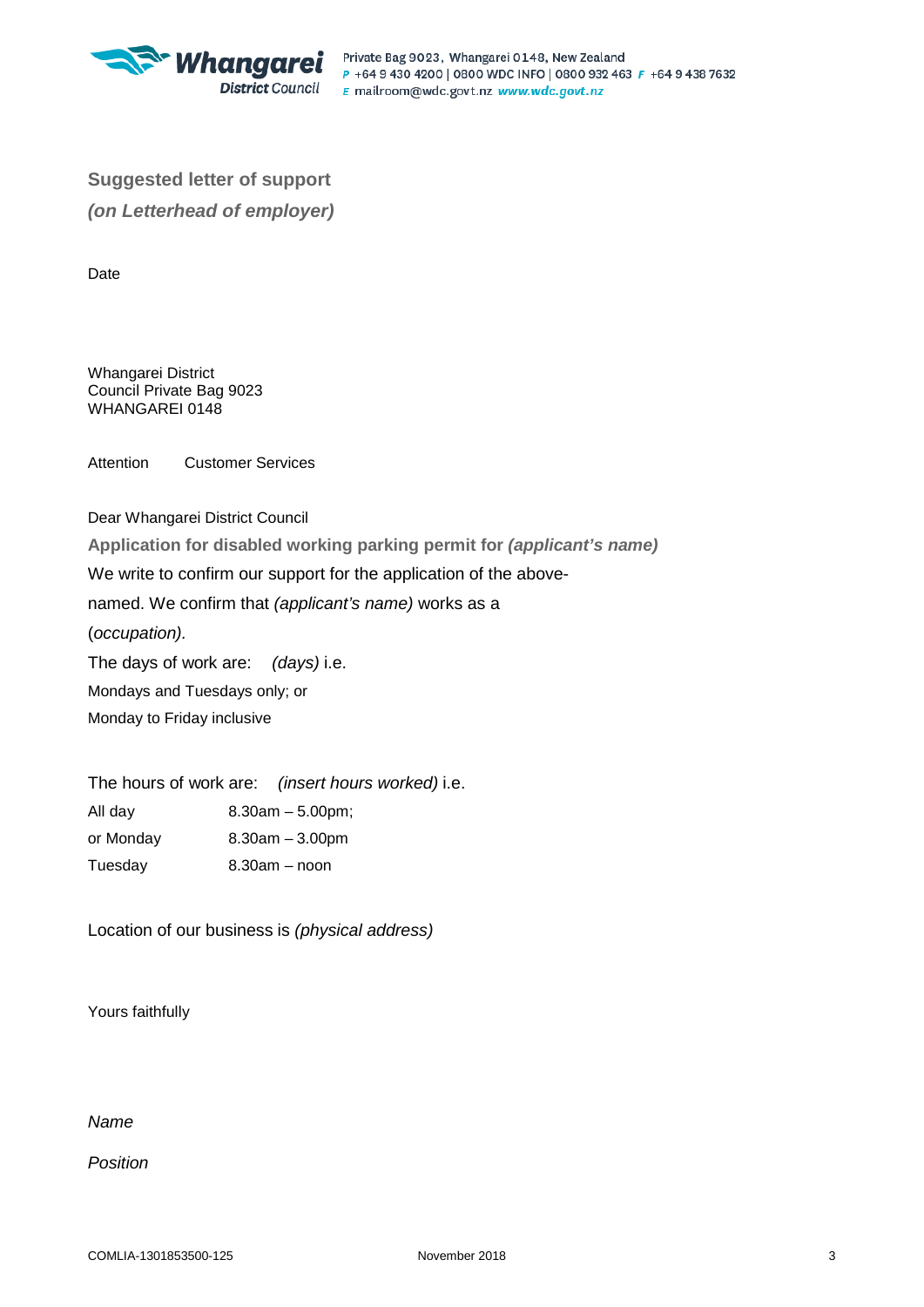Private Bag 9023, Whangarei 0148, New Zealand
P +64 9 430 4200 | 0800 WDC INFO | 0800 932 463 F +64 9 438 7632
E mailroom@wdc.govt.nz www.wdc.govt.nz

## Suggested letter of support
### *(on Letterhead of employer)*

Date

Whangarei District
Council Private Bag 9023
WHANGAREI 0148

Attention Customer Services

Dear Whangarei District Council

**Application for disabled working parking permit for *(applicant's name)***

We write to confirm our support for the application of the above-named. We confirm that *(applicant's name)* works as a (*occupation*).

The days of work are: *(days)* i.e.

Mondays and Tuesdays only; or

Monday to Friday inclusive

The hours of work are: *(insert hours worked)* i.e.

| | |
|---|---|
| All day | 8.30am – 5.00pm; |
| or Monday | 8.30am – 3.00pm |
| Tuesday | 8.30am – noon |

Location of our business is *(physical address)*

Yours faithfully

*Name*

*Position*

COMLIA-1301853500-125 November 2018